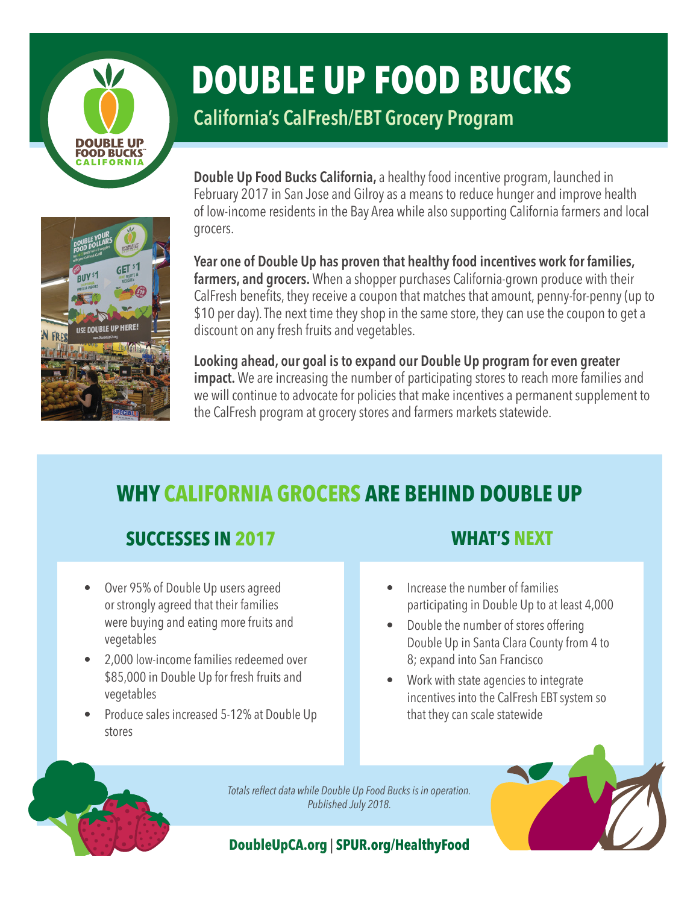# DOUBLE UP FOOD BUCKS

## California's CalFresh/EBT Grocery Program

**Double Up Food Bucks California,** a healthy food incentive program, launched in February 2017 in San Jose and Gilroy as a means to reduce hunger and improve health of low-income residents in the Bay Area while also supporting California farmers and local grocers.

**Year one of Double Up has proven that healthy food incentives work for families, farmers, and grocers.** When a shopper purchases California-grown produce with their CalFresh benefits, they receive a coupon that matches that amount, penny-for-penny (up to $10 per day). The next time they shop in the same store, they can use the coupon to get a discount on any fresh fruits and vegetables.

**Looking ahead, our goal is to expand our Double Up program for even greater impact.** We are increasing the number of participating stores to reach more families and we will continue to advocate for policies that make incentives a permanent supplement to the CalFresh program at grocery stores and farmers markets statewide.

## WHY CALIFORNIA GROCERS ARE BEHIND DOUBLE UP

### SUCCESSES IN 2017

- Over 95% of Double Up users agreed or strongly agreed that their families were buying and eating more fruits and vegetables
- 2,000 low-income families redeemed over $85,000 in Double Up for fresh fruits and vegetables
- Produce sales increased 5-12% at Double Up stores

### WHAT'S NEXT

- Increase the number of families participating in Double Up to at least 4,000
- Double the number of stores offering Double Up in Santa Clara County from 4 to 8; expand into San Francisco
- Work with state agencies to integrate incentives into the CalFresh EBT system so that they can scale statewide

*Totals reflect data while Double Up Food Bucks is in operation. Published July 2018.*

**DoubleUpCA.org | SPUR.org/HealthyFood**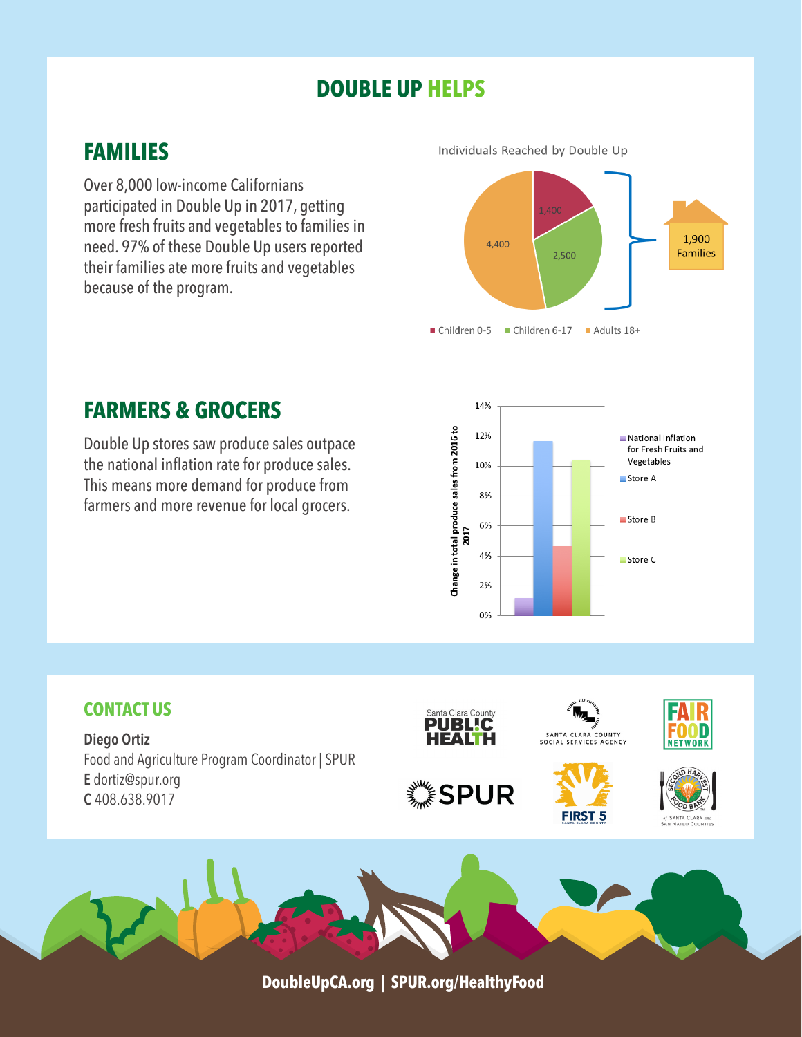# DOUBLE UP HELPS

## FAMILIES

Over 8,000 low-income Californians participated in Double Up in 2017, getting more fresh fruits and vegetables to families in need. 97% of these Double Up users reported their families ate more fruits and vegetables because of the program.

Individuals Reached by Double Up

1,400
2,500
4,400

1,900 Families

Children 0-5
Children 6-17
Adults 18+

## FARMERS & GROCERS

Double Up stores saw produce sales outpace the national inflation rate for produce sales. This means more demand for produce from farmers and more revenue for local grocers.

Change in total produce sales from 2016 to 2017

14%
12%
10%
8%
6%
4%
2%
0%

National Inflation for Fresh Fruits and Vegetables
Store A
Store B
Store C

### CONTACT US

**Diego Ortiz**
Food and Agriculture Program Coordinator | SPUR
**E** dortiz@spur.org
**C** 408.638.9017

Santa Clara County PUBLIC HEALTH
SANTA CLARA COUNTY SOCIAL SERVICES AGENCY
FAIR FOOD NETWORK
SPUR
FIRST 5 SANTA CLARA COUNTY
SECOND HARVEST FOOD BANK of Santa Clara and San Mateo Counties

**DoubleUpCA.org | SPUR.org/HealthyFood**